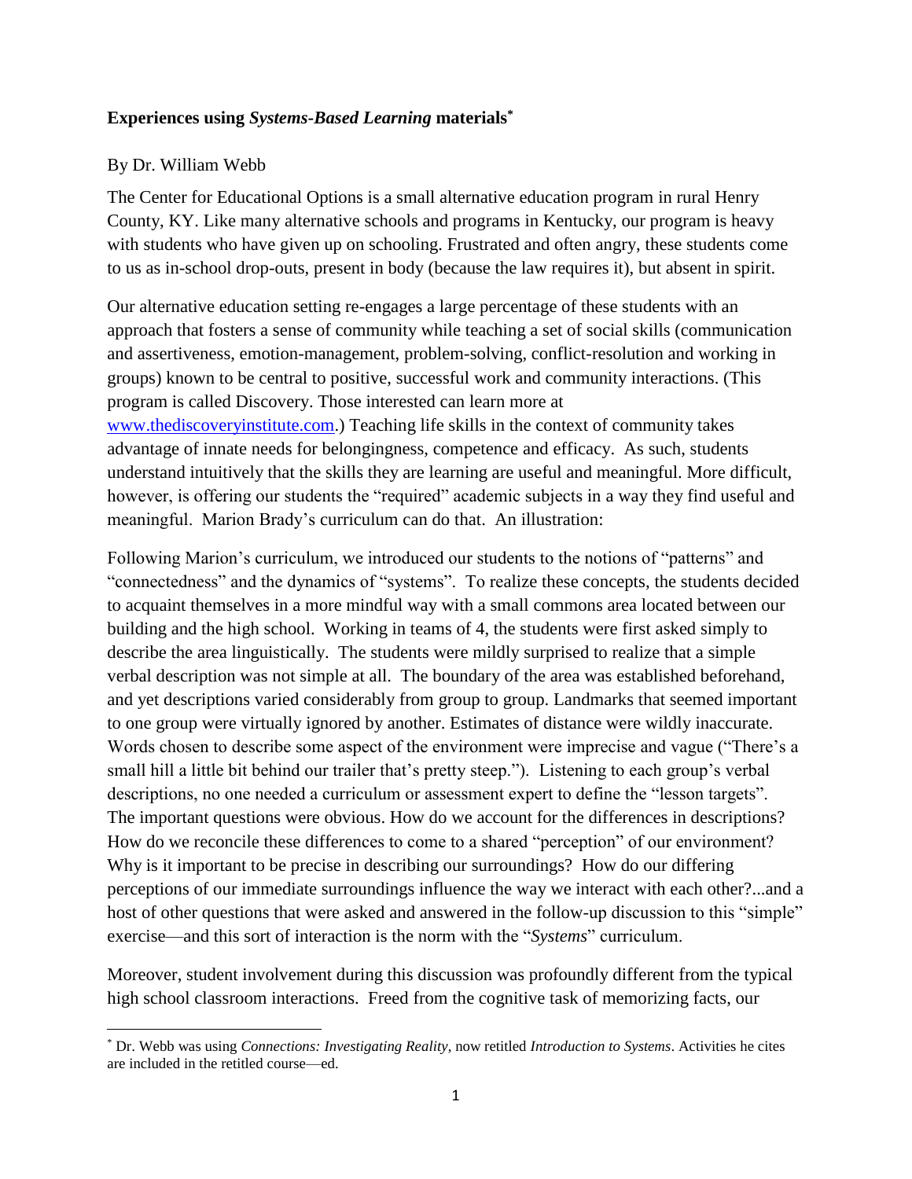**Experiences using *Systems-Based Learning* materials**[*]

By Dr. William Webb

The Center for Educational Options is a small alternative education program in rural Henry County, KY. Like many alternative schools and programs in Kentucky, our program is heavy with students who have given up on schooling. Frustrated and often angry, these students come to us as in-school drop-outs, present in body (because the law requires it), but absent in spirit.

Our alternative education setting re-engages a large percentage of these students with an approach that fosters a sense of community while teaching a set of social skills (communication and assertiveness, emotion-management, problem-solving, conflict-resolution and working in groups) known to be central to positive, successful work and community interactions. (This program is called Discovery. Those interested can learn more at [www.thediscoveryinstitute.com](http://www.thediscoveryinstitute.com).) Teaching life skills in the context of community takes advantage of innate needs for belongingness, competence and efficacy. As such, students understand intuitively that the skills they are learning are useful and meaningful. More difficult, however, is offering our students the "required" academic subjects in a way they find useful and meaningful. Marion Brady's curriculum can do that. An illustration:

Following Marion's curriculum, we introduced our students to the notions of "patterns" and "connectedness" and the dynamics of "systems". To realize these concepts, the students decided to acquaint themselves in a more mindful way with a small commons area located between our building and the high school. Working in teams of 4, the students were first asked simply to describe the area linguistically. The students were mildly surprised to realize that a simple verbal description was not simple at all. The boundary of the area was established beforehand, and yet descriptions varied considerably from group to group. Landmarks that seemed important to one group were virtually ignored by another. Estimates of distance were wildly inaccurate. Words chosen to describe some aspect of the environment were imprecise and vague ("There's a small hill a little bit behind our trailer that's pretty steep."). Listening to each group's verbal descriptions, no one needed a curriculum or assessment expert to define the "lesson targets". The important questions were obvious. How do we account for the differences in descriptions? How we reconcile these differences to come to a shared "perception" of our environment? Why is it important to be precise in describing our surroundings? How do our differing perceptions of our immediate surroundings influence the way we interact with each other?...and a host of other questions that were asked and answered in the follow-up discussion to this "simple" exercise—and this sort of interaction is the norm with the "*Systems*" curriculum.

Moreover, student involvement during this discussion was profoundly different from the typical high school classroom interactions. Freed from the cognitive task of memorizing facts, our

---

[*] Dr. Webb was using *Connections: Investigating Reality*, now retitled *Introduction to Systems*. Activities he cites are included in the retitled course—ed.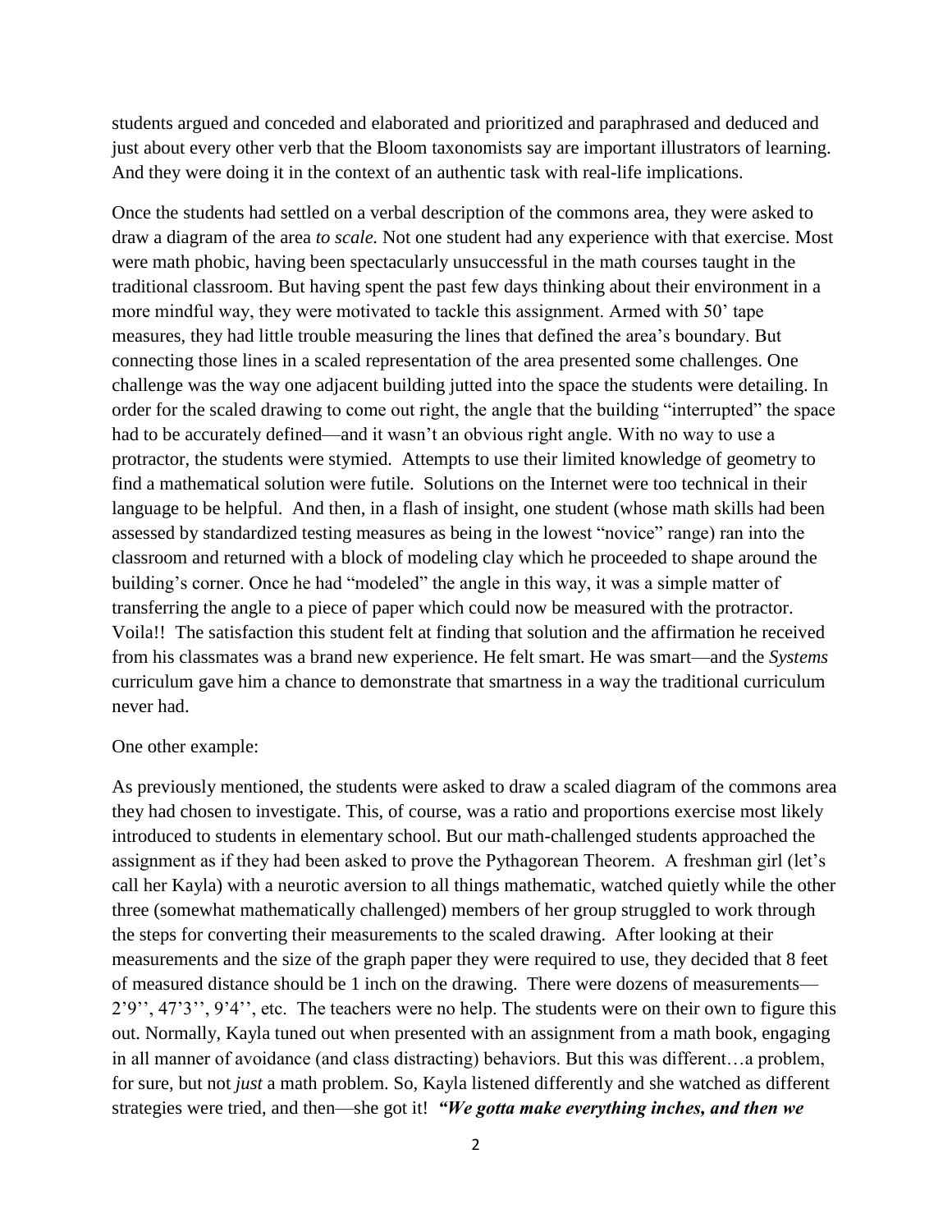students argued and conceded and elaborated and prioritized and paraphrased and deduced and just about every other verb that the Bloom taxonomists say are important illustrators of learning. And they were doing it in the context of an authentic task with real-life implications.

Once the students had settled on a verbal description of the commons area, they were asked to draw a diagram of the area *to scale.* Not one student had any experience with that exercise. Most were math phobic, having been spectacularly unsuccessful in the math courses taught in the traditional classroom. But having spent the past few days thinking about their environment in a more mindful way, they were motivated to tackle this assignment. Armed with 50' tape measures, they had little trouble measuring the lines that defined the area's boundary. But connecting those lines in a scaled representation of the area presented some challenges. One challenge was the way one adjacent building jutted into the space the students were detailing. In order for the scaled drawing to come out right, the angle that the building "interrupted" the space had to be accurately defined—and it wasn't an obvious right angle. With no way to use a protractor, the students were stymied. Attempts to use their limited knowledge of geometry to find a mathematical solution were futile. Solutions on the Internet were too technical in their language to be helpful. And then, in a flash of insight, one student (whose math skills had been assessed by standardized testing measures as being in the lowest "novice" range) ran into the classroom and returned with a block of modeling clay which he proceeded to shape around the building's corner. Once he had "modeled" the angle in this way, it was a simple matter of transferring the angle to a piece of paper which could now be measured with the protractor. Voila!! The satisfaction this student felt at finding that solution and the affirmation he received from his classmates was a brand new experience. He felt smart. He was smart—and the *Systems* curriculum gave him a chance to demonstrate that smartness in a way the traditional curriculum never had.

One other example:

As previously mentioned, the students were asked to draw a scaled diagram of the commons area they had chosen to investigate. This, of course, was a ratio and proportions exercise most likely introduced to students in elementary school. But our math-challenged students approached the assignment as if they had been asked to prove the Pythagorean Theorem. A freshman girl (let's call her Kayla) with a neurotic aversion to all things mathematic, watched quietly while the other three (somewhat mathematically challenged) members of her group struggled to work through the steps for converting their measurements to the scaled drawing. After looking at their measurements and the size of the graph paper they were required to use, they decided that 8 feet of measured distance should be 1 inch on the drawing. There were dozens of measurements—2'9'', 47'3'', 9'4'', etc. The teachers were no help. The students were on their own to figure this out. Normally, Kayla tuned out when presented with an assignment from a math book, engaging in all manner of avoidance (and class distracting) behaviors. But this was different…a problem, for sure, but not *just* a math problem. So, Kayla listened differently and she watched as different strategies were tried, and then—she got it! ***"We gotta make everything inches, and then we***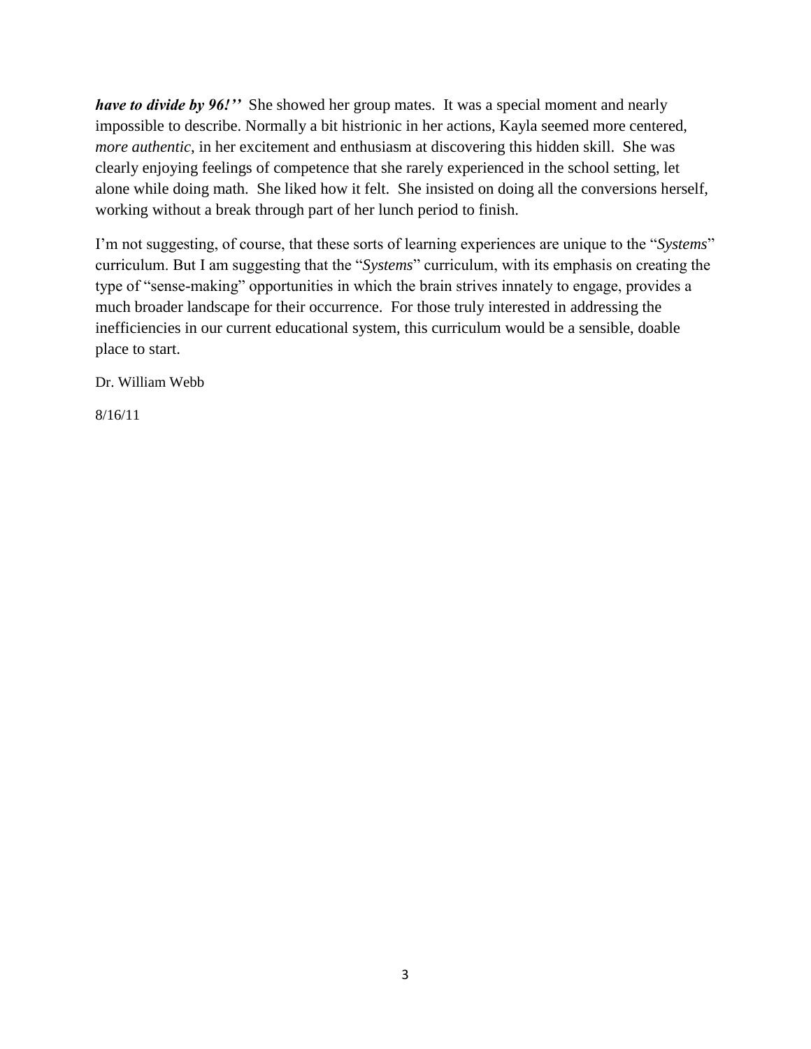***have to divide by 96!''*** She showed her group mates. It was a special moment and nearly impossible to describe. Normally a bit histrionic in her actions, Kayla seemed more centered, *more authentic*, in her excitement and enthusiasm at discovering this hidden skill. She was clearly enjoying feelings of competence that she rarely experienced in the school setting, let alone while doing math. She liked how it felt. She insisted on doing all the conversions herself, working without a break through part of her lunch period to finish.

I'm not suggesting, of course, that these sorts of learning experiences are unique to the "*Systems*" curriculum. But I am suggesting that the "*Systems*" curriculum, with its emphasis on creating the type of "sense-making" opportunities in which the brain strives innately to engage, provides a much broader landscape for their occurrence. For those truly interested in addressing the inefficiencies in our current educational system, this curriculum would be a sensible, doable place to start.

Dr. William Webb

8/16/11